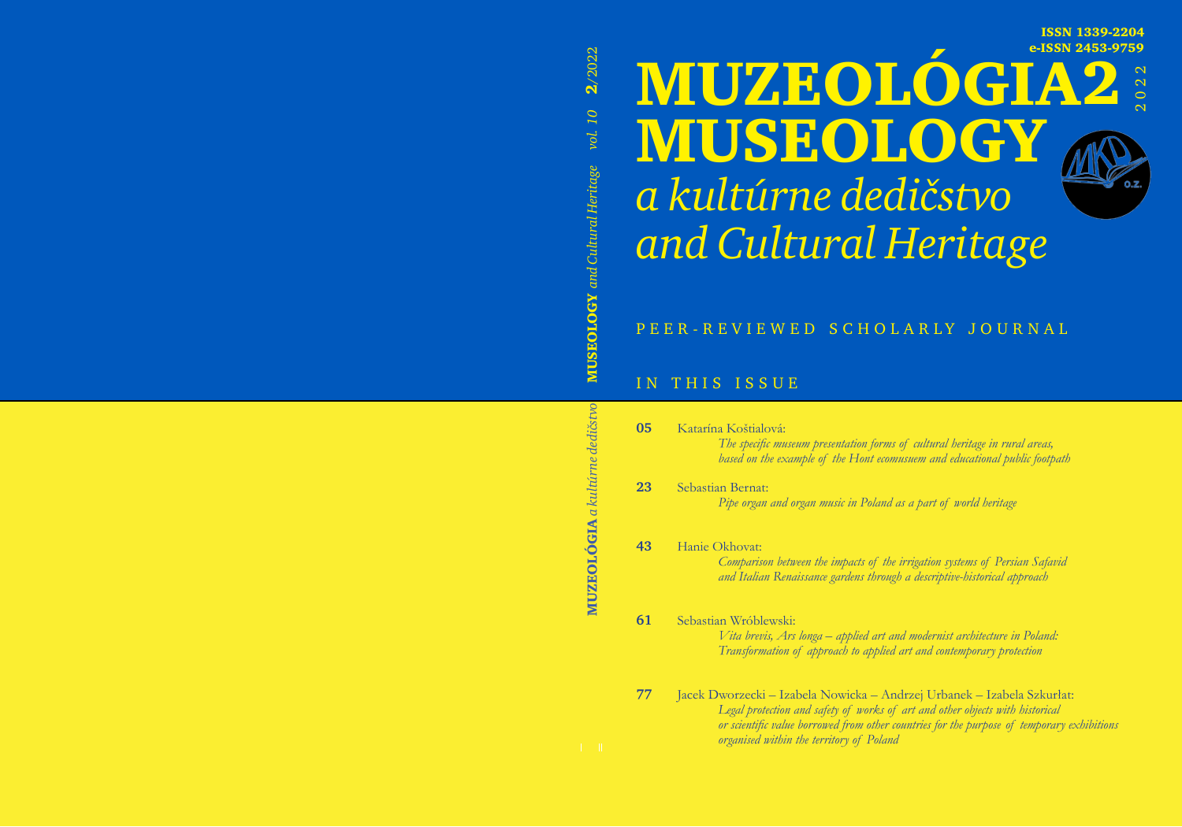ISSN 1339-2204
e-ISSN 2453-9759

# MUZEOLÓGIA 2 2022
# MUSEOLOGY
# *a kultúrne dedičstvo*
# *and Cultural Heritage*

PEER-REVIEWED SCHOLARLY JOURNAL

## IN THIS ISSUE

**05** Katarína Koštialová:
*The specific museum presentation forms of cultural heritage in rural areas, based on the example of the Hont ecomusuem and educational public footpath*

**23** Sebastian Bernat:
*Pipe organ and organ music in Poland as a part of world heritage*

**43** Hanie Okhovat:
*Comparison between the impacts of the irrigation systems of Persian Safavid and Italian Renaissance gardens through a descriptive-historical approach*

**61** Sebastian Wróblewski:
*Vita brevis, Ars longa – applied art and modernist architecture in Poland: Transformation of approach to applied art and contemporary protection*

**77** Jacek Dworzecki – Izabela Nowicka – Andrzej Urbanek – Izabela Szkurłat:
*Legal protection and safety of works of art and other objects with historical or scientific value borrowed from other countries for the purpose of temporary exhibitions organised within the territory of Poland*

**MUZEOLÓGIA** *a kultúrne dedičstvo* **MUSEOLOGY** *and Cultural Heritage* *vol. 10* **2**/2022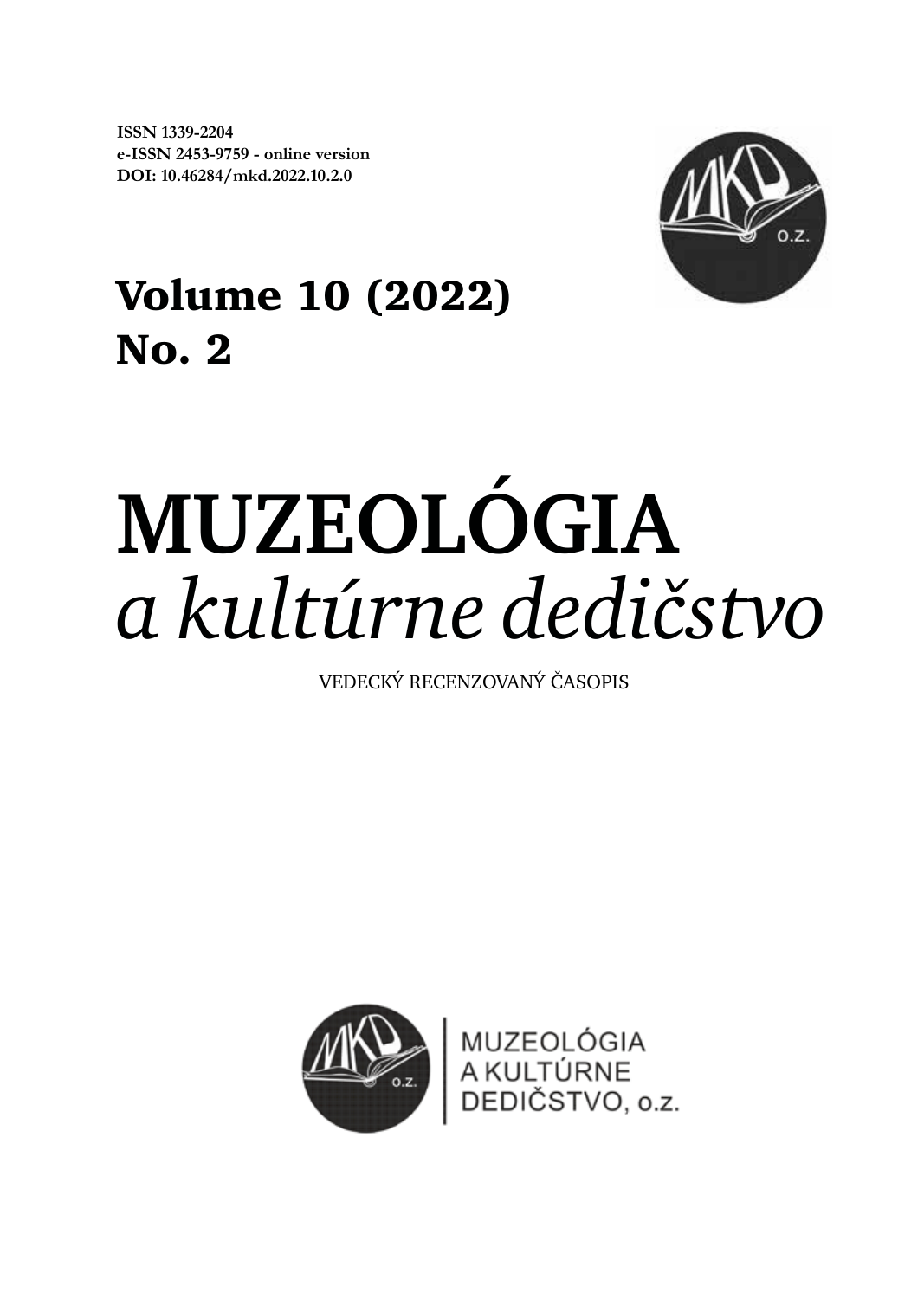ISSN 1339-2204
e-ISSN 2453-9759 - online version
DOI: 10.46284/mkd.2022.10.2.0

**Volume 10 (2022)**
**No. 2**

# MUZEOLÓGIA
# *a kultúrne dedičstvo*

VEDECKÝ RECENZOVANÝ ČASOPIS

MUZEOLÓGIA
A KULTÚRNE
DEDIČSTVO, o.z.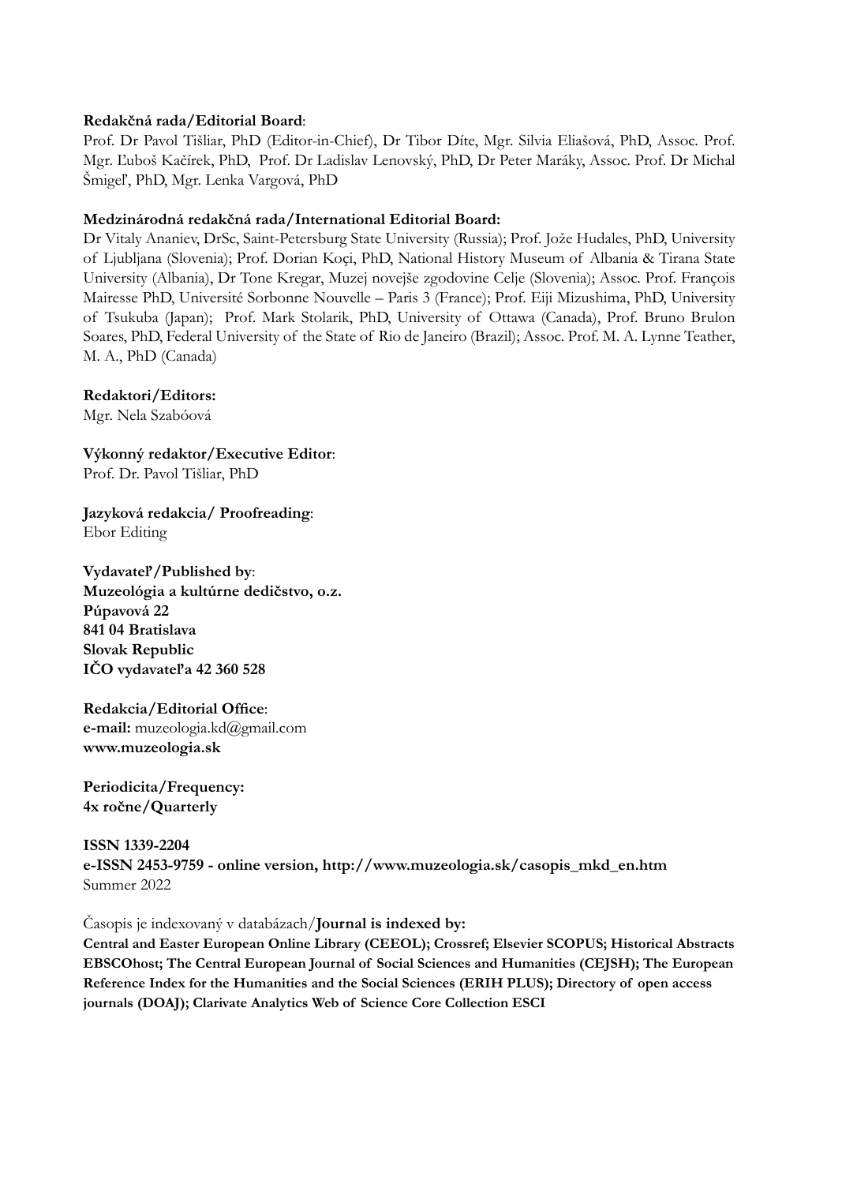**Redakčná rada/Editorial Board**:
Prof. Dr Pavol Tišliar, PhD (Editor-in-Chief), Dr Tibor Díte, Mgr. Silvia Eliašová, PhD, Assoc. Prof. Mgr. Ľuboš Kačírek, PhD, Prof. Dr Ladislav Lenovský, PhD, Dr Peter Maráky, Assoc. Prof. Dr Michal Šmigeľ, PhD, Mgr. Lenka Vargová, PhD

**Medzinárodná redakčná rada/International Editorial Board:**
Dr Vitaly Ananiev, DrSc, Saint-Petersburg State University (Russia); Prof. Jože Hudales, PhD, University of Ljubljana (Slovenia); Prof. Dorian Koçi, PhD, National History Museum of Albania & Tirana State University (Albania), Dr Tone Kregar, Muzej novejše zgodovine Celje (Slovenia); Assoc. Prof. François Mairesse PhD, Université Sorbonne Nouvelle – Paris 3 (France); Prof. Eiji Mizushima, PhD, University of Tsukuba (Japan); Prof. Mark Stolarik, PhD, University of Ottawa (Canada), Prof. Bruno Brulon Soares, PhD, Federal University of the State of Rio de Janeiro (Brazil); Assoc. Prof. M. A. Lynne Teather, M. A., PhD (Canada)

**Redaktori/Editors:**
Mgr. Nela Szabóová

**Výkonný redaktor/Executive Editor**:
Prof. Dr. Pavol Tišliar, PhD

**Jazyková redakcia/ Proofreading**:
Ebor Editing

**Vydavateľ/Published by**:
**Muzeológia a kultúrne dedičstvo, o.z.**
**Púpavová 22**
**841 04 Bratislava**
**Slovak Republic**
**IČO vydavateľa 42 360 528**

**Redakcia/Editorial Office**:
**e-mail:** muzeologia.kd@gmail.com
**www.muzeologia.sk**

**Periodicita/Frequency:**
**4x ročne/Quarterly**

**ISSN 1339-2204**
**e-ISSN 2453-9759 - online version, http://www.muzeologia.sk/casopis_mkd_en.htm**
Summer 2022

Časopis je indexovaný v databázach/**Journal is indexed by:**
**Central and Easter European Online Library (CEEOL); Crossref; Elsevier SCOPUS; Historical Abstracts EBSCOhost; The Central European Journal of Social Sciences and Humanities (CEJSH); The European Reference Index for the Humanities and the Social Sciences (ERIH PLUS); Directory of open access journals (DOAJ); Clarivate Analytics Web of Science Core Collection ESCI**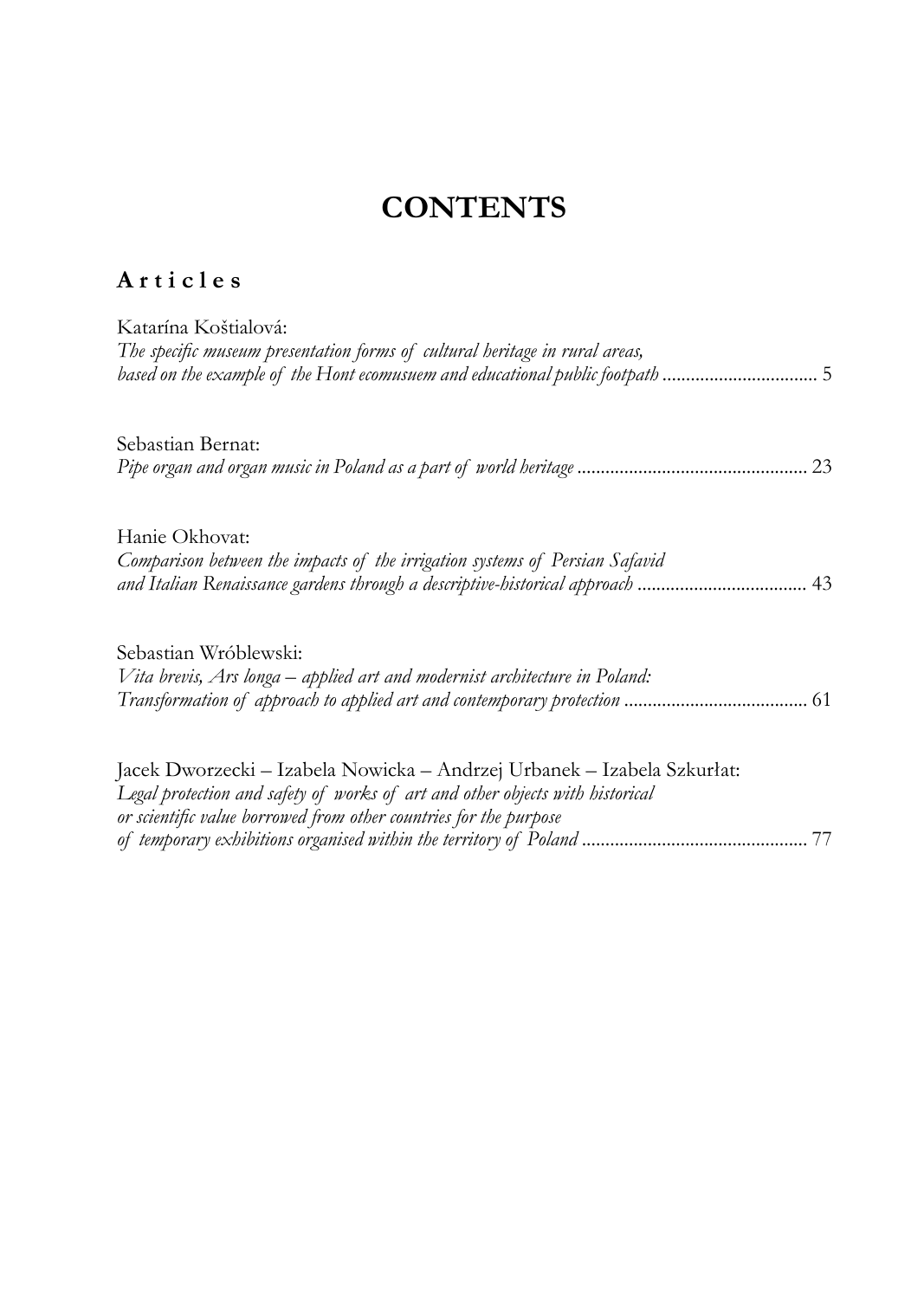# CONTENTS

## Articles

Katarína Koštialová:
*The specific museum presentation forms of cultural heritage in rural areas, based on the example of the Hont ecomusuem and educational public footpath* ................................ 5

Sebastian Bernat:
*Pipe organ and organ music in Poland as a part of world heritage* ................................................ 23

Hanie Okhovat:
*Comparison between the impacts of the irrigation systems of Persian Safavid and Italian Renaissance gardens through a descriptive-historical approach* ................................... 43

Sebastian Wróblewski:
*Vita brevis, Ars longa – applied art and modernist architecture in Poland: Transformation of approach to applied art and contemporary protection* ...................................... 61

Jacek Dworzecki – Izabela Nowicka – Andrzej Urbanek – Izabela Szkurłat:
*Legal protection and safety of works of art and other objects with historical or scientific value borrowed from other countries for the purpose of temporary exhibitions organised within the territory of Poland* ............................................... 77